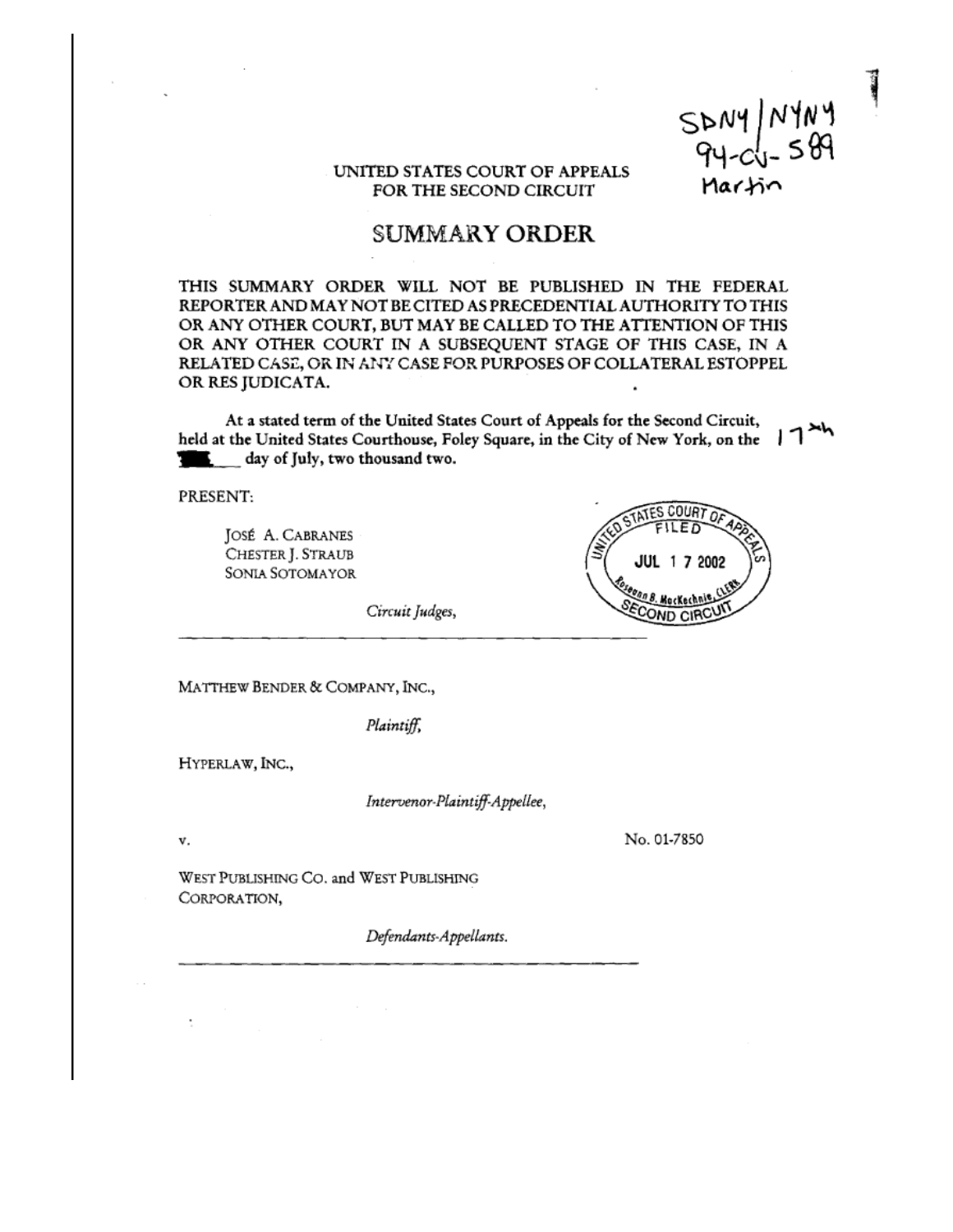SDNY | NYNY
94-cv-589
Martin

UNITED STATES COURT OF APPEALS
FOR THE SECOND CIRCUIT

# SUMMARY ORDER

THIS SUMMARY ORDER WILL NOT BE PUBLISHED IN THE FEDERAL REPORTER AND MAY NOT BE CITED AS PRECEDENTIAL AUTHORITY TO THIS OR ANY OTHER COURT, BUT MAY BE CALLED TO THE ATTENTION OF THIS OR ANY OTHER COURT IN A SUBSEQUENT STAGE OF THIS CASE, IN A RELATED CASE, OR IN ANY CASE FOR PURPOSES OF COLLATERAL ESTOPPEL OR RES JUDICATA.

At a stated term of the United States Court of Appeals for the Second Circuit, held at the United States Courthouse, Foley Square, in the City of New York, on the 17th day of July, two thousand two.

PRESENT:

JOSÉ A. CABRANES
CHESTER J. STRAUB
SONIA SOTOMAYOR

*Circuit Judges,*

UNITED STATES COURT OF APPEALS
FILED
JUL 1 7 2002
Roseann B. MacKechnie, CLERK
SECOND CIRCUIT

---

MATTHEW BENDER & COMPANY, INC.,

*Plaintiff,*

HYPERLAW, INC.,

*Intervenor-Plaintiff-Appellee,*

v. No. 01-7850

WEST PUBLISHING CO. and WEST PUBLISHING CORPORATION,

*Defendants-Appellants.*

---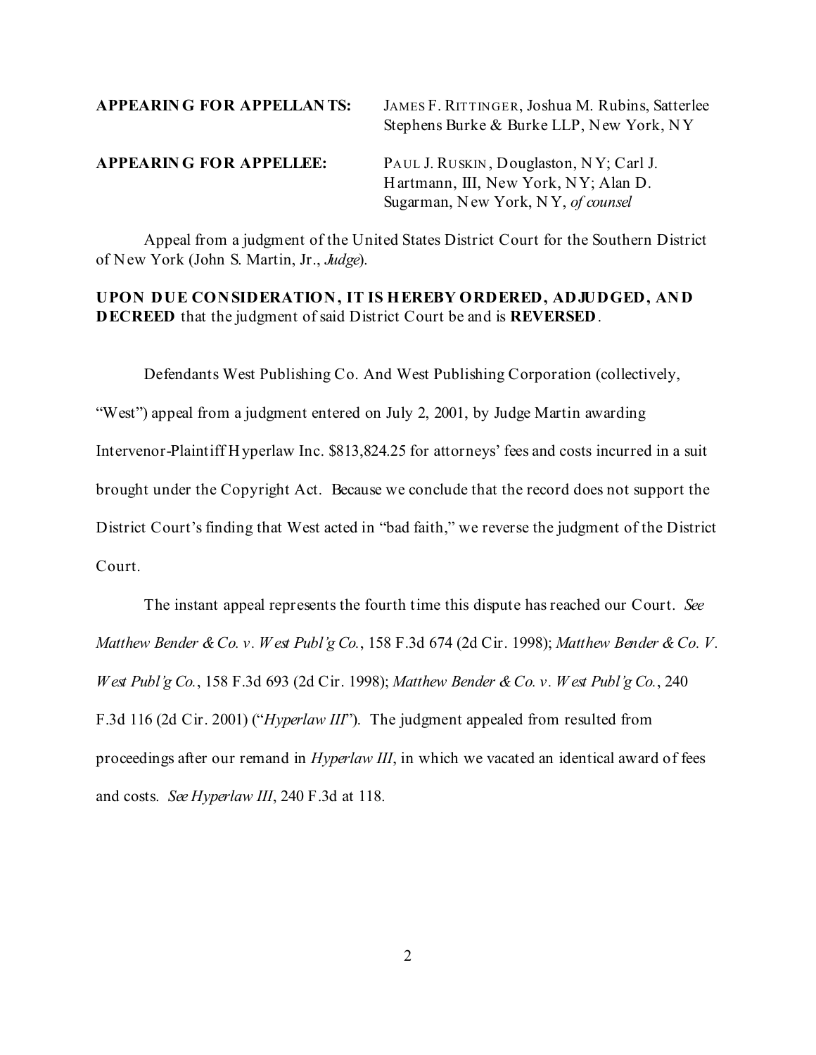**APPEARING FOR APPELLANTS:** JAMES F. RITTINGER, Joshua M. Rubins, Satterlee Stephens Burke & Burke LLP, New York, NY

**APPEARING FOR APPELLEE:** PAUL J. RUSKIN, Douglaston, NY; Carl J. Hartmann, III, New York, NY; Alan D. Sugarman, New York, NY, *of counsel*

Appeal from a judgment of the United States District Court for the Southern District of New York (John S. Martin, Jr., *Judge*).

**UPON DUE CONSIDERATION, IT IS HEREBY ORDERED, ADJUDGED, AND DECREED** that the judgment of said District Court be and is **REVERSED**.

Defendants West Publishing Co. And West Publishing Corporation (collectively, "West") appeal from a judgment entered on July 2, 2001, by Judge Martin awarding Intervenor-Plaintiff Hyperlaw Inc. $813,824.25 for attorneys' fees and costs incurred in a suit brought under the Copyright Act. Because we conclude that the record does not support the District Court's finding that West acted in "bad faith," we reverse the judgment of the District Court.

The instant appeal represents the fourth time this dispute has reached our Court. *See Matthew Bender & Co. v. West Publ'g Co.*, 158 F.3d 674 (2d Cir. 1998); *Matthew Bender & Co. V. West Publ'g Co.*, 158 F.3d 693 (2d Cir. 1998); *Matthew Bender & Co. v. West Publ'g Co.*, 240 F.3d 116 (2d Cir. 2001) ("*Hyperlaw III*"). The judgment appealed from resulted from proceedings after our remand in *Hyperlaw III*, in which we vacated an identical award of fees and costs. *See Hyperlaw III*, 240 F.3d at 118.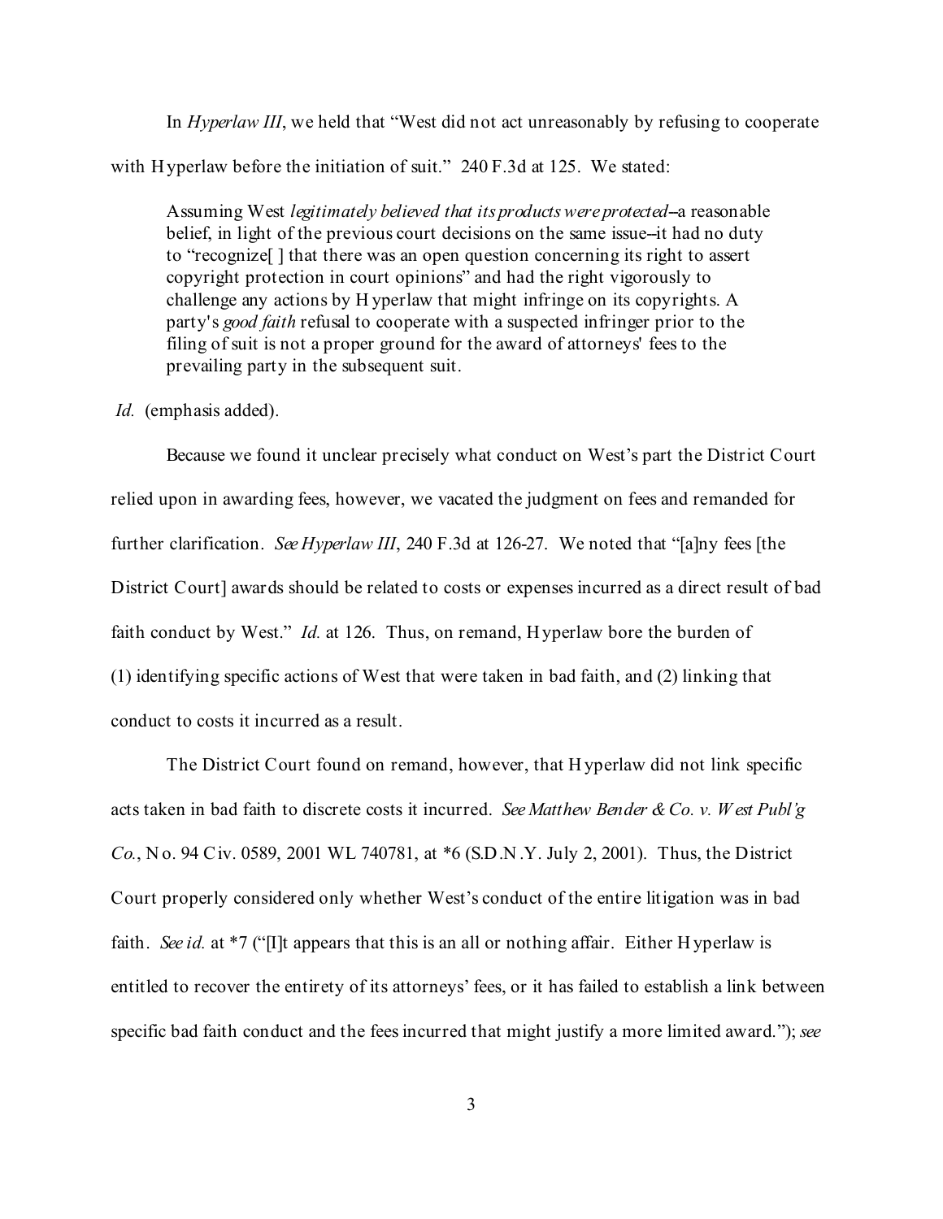In *Hyperlaw III*, we held that "West did not act unreasonably by refusing to cooperate with Hyperlaw before the initiation of suit." 240 F.3d at 125. We stated:

> Assuming West *legitimately believed that its products were protected*--a reasonable belief, in light of the previous court decisions on the same issue--it had no duty to "recognize[ ] that there was an open question concerning its right to assert copyright protection in court opinions" and had the right vigorously to challenge any actions by Hyperlaw that might infringe on its copyrights. A party's *good faith* refusal to cooperate with a suspected infringer prior to the filing of suit is not a proper ground for the award of attorneys' fees to the prevailing party in the subsequent suit.

*Id.* (emphasis added).

Because we found it unclear precisely what conduct on West's part the District Court relied upon in awarding fees, however, we vacated the judgment on fees and remanded for further clarification. *See Hyperlaw III*, 240 F.3d at 126-27. We noted that "[a]ny fees [the District Court] awards should be related to costs or expenses incurred as a direct result of bad faith conduct by West." *Id.* at 126. Thus, on remand, Hyperlaw bore the burden of (1) identifying specific actions of West that were taken in bad faith, and (2) linking that conduct to costs it incurred as a result.

The District Court found on remand, however, that Hyperlaw did not link specific acts taken in bad faith to discrete costs it incurred. *See Matthew Bender & Co. v. West Publ'g Co.*, No. 94 Civ. 0589, 2001 WL 740781, at *6 (S.D.N.Y. July 2, 2001). Thus, the District Court properly considered only whether West's conduct of the entire litigation was in bad faith. *See id.* at *7 ("[I]t appears that this is an all or nothing affair. Either Hyperlaw is entitled to recover the entirety of its attorneys' fees, or it has failed to establish a link between specific bad faith conduct and the fees incurred that might justify a more limited award."); *see*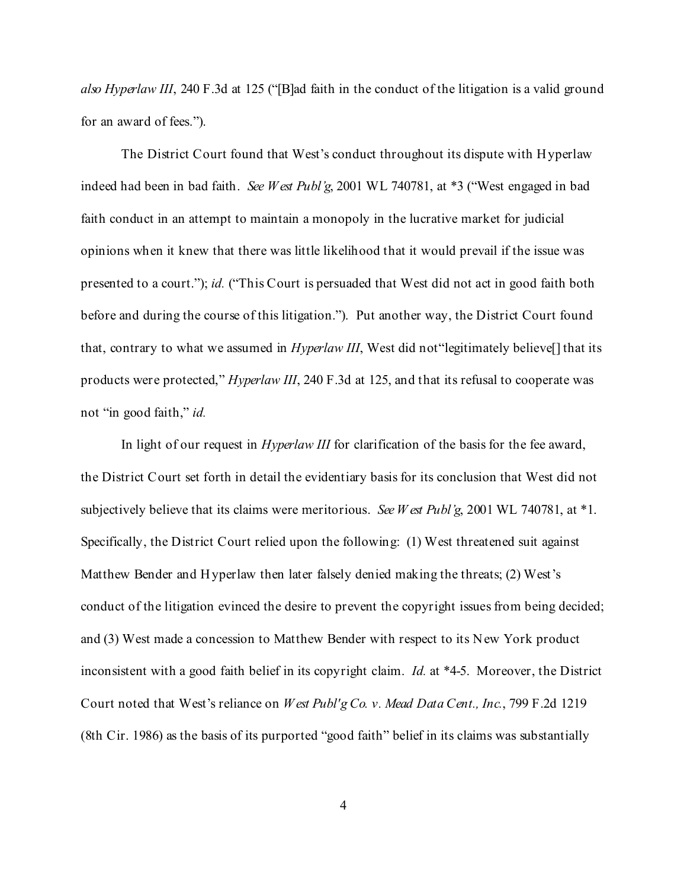*also Hyperlaw III*, 240 F.3d at 125 ("[B]ad faith in the conduct of the litigation is a valid ground for an award of fees.").

The District Court found that West's conduct throughout its dispute with Hyperlaw indeed had been in bad faith. *See West Publ'g*, 2001 WL 740781, at *3 ("West engaged in bad faith conduct in an attempt to maintain a monopoly in the lucrative market for judicial opinions when it knew that there was little likelihood that it would prevail if the issue was presented to a court."); *id.* ("This Court is persuaded that West did not act in good faith both before and during the course of this litigation."). Put another way, the District Court found that, contrary to what we assumed in *Hyperlaw III*, West did not"legitimately believe[] that its products were protected," *Hyperlaw III*, 240 F.3d at 125, and that its refusal to cooperate was not "in good faith," *id.*

In light of our request in *Hyperlaw III* for clarification of the basis for the fee award, the District Court set forth in detail the evidentiary basis for its conclusion that West did not subjectively believe that its claims were meritorious. *See West Publ'g*, 2001 WL 740781, at *1. Specifically, the District Court relied upon the following: (1) West threatened suit against Matthew Bender and Hyperlaw then later falsely denied making the threats; (2) West's conduct of the litigation evinced the desire to prevent the copyright issues from being decided; and (3) West made a concession to Matthew Bender with respect to its New York product inconsistent with a good faith belief in its copyright claim. *Id.* at *4-5. Moreover, the District Court noted that West's reliance on *West Publ'g Co. v. Mead Data Cent., Inc.*, 799 F.2d 1219 (8th Cir. 1986) as the basis of its purported "good faith" belief in its claims was substantially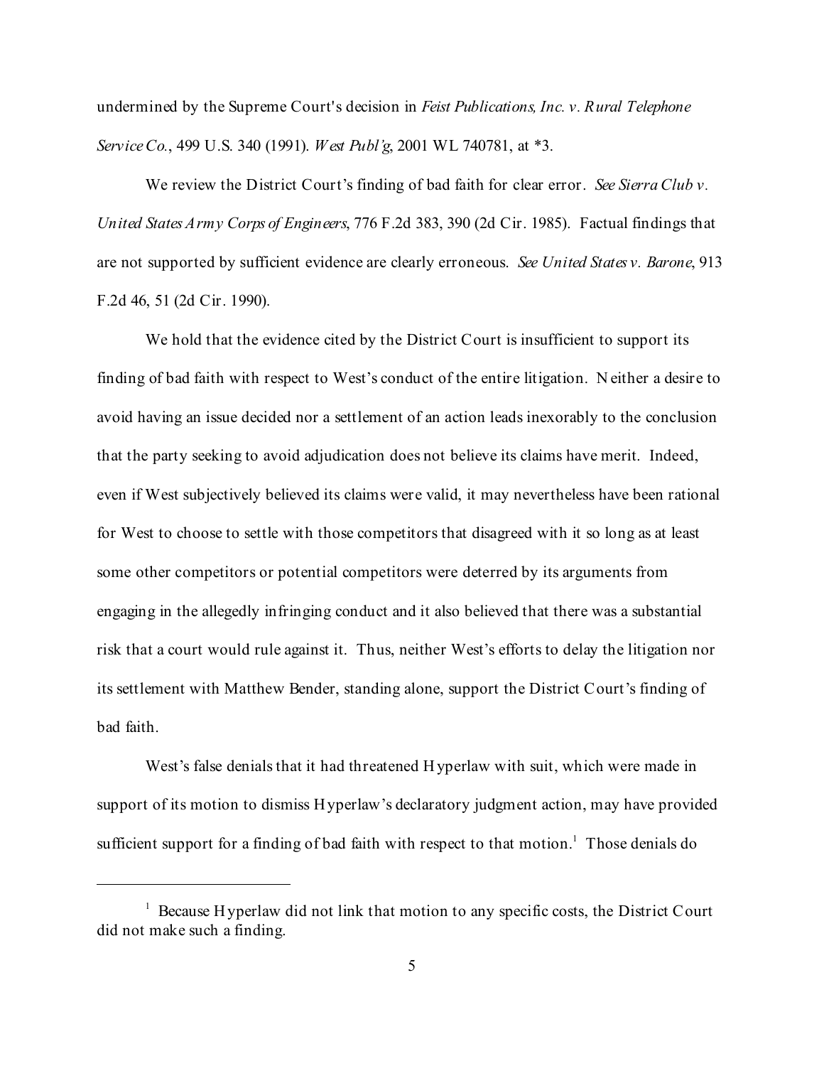undermined by the Supreme Court's decision in *Feist Publications, Inc. v. Rural Telephone Service Co.*, 499 U.S. 340 (1991). *West Publ'g*, 2001 WL 740781, at *3.

We review the District Court's finding of bad faith for clear error. *See Sierra Club v. United States Army Corps of Engineers*, 776 F.2d 383, 390 (2d Cir. 1985). Factual findings that are not supported by sufficient evidence are clearly erroneous. *See United States v. Barone*, 913 F.2d 46, 51 (2d Cir. 1990).

We hold that the evidence cited by the District Court is insufficient to support its finding of bad faith with respect to West's conduct of the entire litigation. Neither a desire to avoid having an issue decided nor a settlement of an action leads inexorably to the conclusion that the party seeking to avoid adjudication does not believe its claims have merit. Indeed, even if West subjectively believed its claims were valid, it may nevertheless have been rational for West to choose to settle with those competitors that disagreed with it so long as at least some other competitors or potential competitors were deterred by its arguments from engaging in the allegedly infringing conduct and it also believed that there was a substantial risk that a court would rule against it. Thus, neither West's efforts to delay the litigation nor its settlement with Matthew Bender, standing alone, support the District Court's finding of bad faith.

West's false denials that it had threatened Hyperlaw with suit, which were made in support of its motion to dismiss Hyperlaw's declaratory judgment action, may have provided sufficient support for a finding of bad faith with respect to that motion.[1] Those denials do

[1] Because Hyperlaw did not link that motion to any specific costs, the District Court did not make such a finding.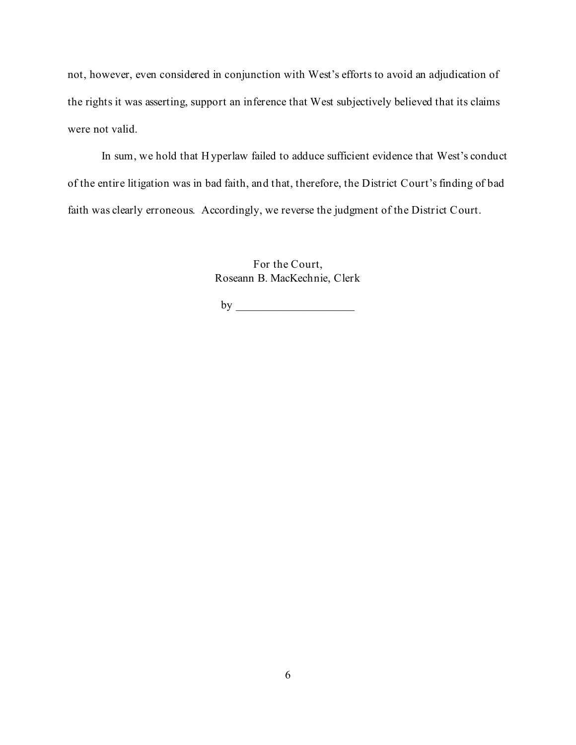not, however, even considered in conjunction with West's efforts to avoid an adjudication of the rights it was asserting, support an inference that West subjectively believed that its claims were not valid.

In sum, we hold that Hyperlaw failed to adduce sufficient evidence that West's conduct of the entire litigation was in bad faith, and that, therefore, the District Court's finding of bad faith was clearly erroneous. Accordingly, we reverse the judgment of the District Court.

For the Court,
Roseann B. MacKechnie, Clerk

by ____________________